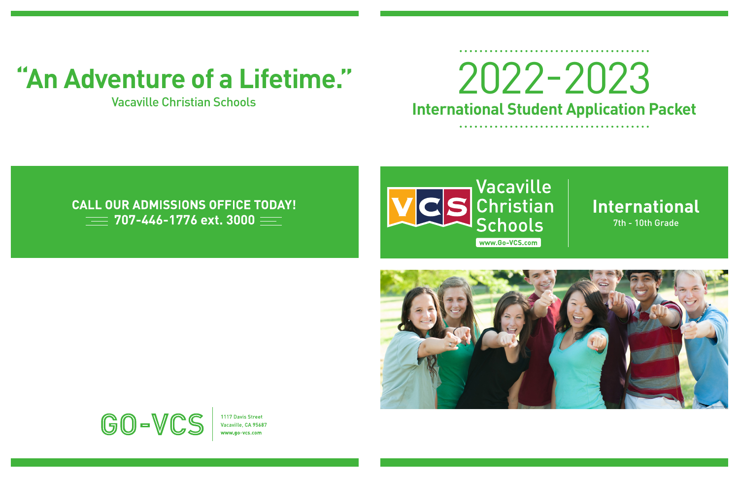# "An Adventure of a Lifetime."

Vacaville Christian Schools

**CALL OUR ADMISSIONS OFFICE TODAY!**

**707-446-1776 ext. 3000**

GO-VCS

1117 Davis Street
Vacaville, CA 95687
www.go-vcs.com

# 2022-2023

## International Student Application Packet

Vacaville Christian Schools

www.Go-VCS.com

**International**

7th - 10th Grade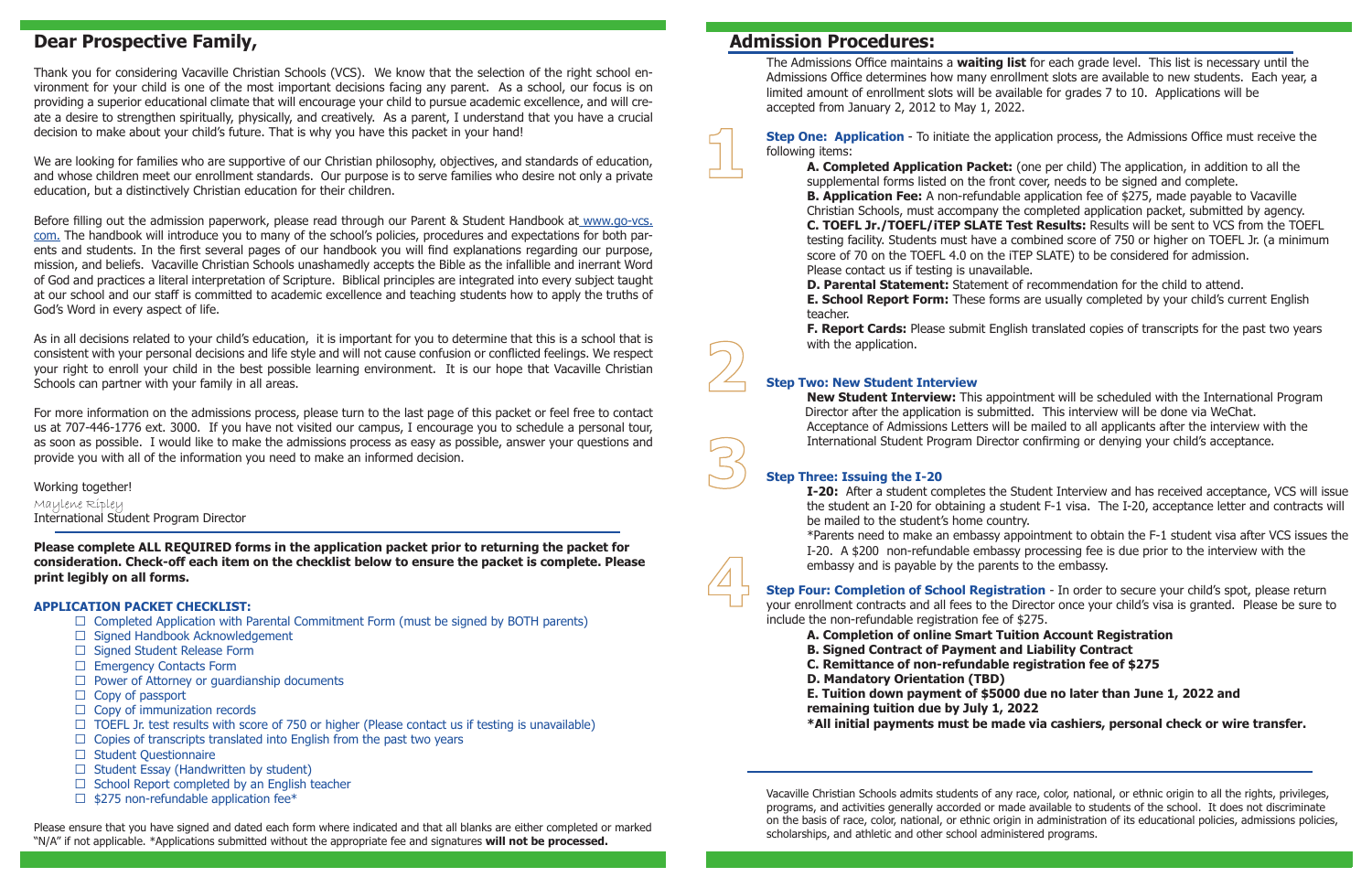## Dear Prospective Family,

Thank you for considering Vacaville Christian Schools (VCS). We know that the selection of the right school environment for your child is one of the most important decisions facing any parent. As a school, our focus is on providing a superior educational climate that will encourage your child to pursue academic excellence, and will create a desire to strengthen spiritually, physically, and creatively. As a parent, I understand that you have a crucial decision to make about your child's future. That is why you have this packet in your hand!

We are looking for families who are supportive of our Christian philosophy, objectives, and standards of education, and whose children meet our enrollment standards. Our purpose is to serve families who desire not only a private education, but a distinctively Christian education for their children.

Before filling out the admission paperwork, please read through our Parent & Student Handbook at www.go-vcs.com. The handbook will introduce you to many of the school's policies, procedures and expectations for both parents and students. In the first several pages of our handbook you will find explanations regarding our purpose, mission, and beliefs. Vacaville Christian Schools unashamedly accepts the Bible as the infallible and inerrant Word of God and practices a literal interpretation of Scripture. Biblical principles are integrated into every subject taught at our school and our staff is committed to academic excellence and teaching students how to apply the truths of God's Word in every aspect of life.

As in all decisions related to your child's education, it is important for you to determine that this is a school that is consistent with your personal decisions and life style and will not cause confusion or conflicted feelings. We respect your right to enroll your child in the best possible learning environment. It is our hope that Vacaville Christian Schools can partner with your family in all areas.

For more information on the admissions process, please turn to the last page of this packet or feel free to contact us at 707-446-1776 ext. 3000. If you have not visited our campus, I encourage you to schedule a personal tour, as soon as possible. I would like to make the admissions process as easy as possible, answer your questions and provide you with all of the information you need to make an informed decision.

Working together!

Maylene Ripley

International Student Program Director

**Please complete ALL REQUIRED forms in the application packet prior to returning the packet for consideration. Check-off each item on the checklist below to ensure the packet is complete. Please print legibly on all forms.**

### APPLICATION PACKET CHECKLIST:

- ☐ Completed Application with Parental Commitment Form (must be signed by BOTH parents)
- ☐ Signed Handbook Acknowledgement
- ☐ Signed Student Release Form
- ☐ Emergency Contacts Form
- ☐ Power of Attorney or guardianship documents
- ☐ Copy of passport
- ☐ Copy of immunization records
- ☐ TOEFL Jr. test results with score of 750 or higher (Please contact us if testing is unavailable)
- ☐ Copies of transcripts translated into English from the past two years
- ☐ Student Questionnaire
- ☐ Student Essay (Handwritten by student)
- ☐ School Report completed by an English teacher
- ☐ $275 non-refundable application fee*

Please ensure that you have signed and dated each form where indicated and that all blanks are either completed or marked "N/A" if not applicable. *Applications submitted without the appropriate fee and signatures **will not be processed.**

## Admission Procedures:

The Admissions Office maintains a **waiting list** for each grade level. This list is necessary until the Admissions Office determines how many enrollment slots are available to new students. Each year, a limited amount of enrollment slots will be available for grades 7 to 10. Applications will be accepted from January 2, 2012 to May 1, 2022.

**1**

**Step One: Application** - To initiate the application process, the Admissions Office must receive the following items:

**A. Completed Application Packet:** (one per child) The application, in addition to all the supplemental forms listed on the front cover, needs to be signed and complete.

**B. Application Fee:** A non-refundable application fee of $275, made payable to Vacaville Christian Schools, must accompany the completed application packet, submitted by agency.

**C. TOEFL Jr./TOEFL/iTEP SLATE Test Results:** Results will be sent to VCS from the TOEFL testing facility. Students must have a combined score of 750 or higher on TOEFL Jr. (a minimum score of 70 on the TOEFL 4.0 on the iTEP SLATE) to be considered for admission. Please contact us if testing is unavailable.

**D. Parental Statement:** Statement of recommendation for the child to attend.

**E. School Report Form:** These forms are usually completed by your child's current English teacher.

**F. Report Cards:** Please submit English translated copies of transcripts for the past two years with the application.

**2**

**Step Two: New Student Interview**

**New Student Interview:** This appointment will be scheduled with the International Program Director after the application is submitted. This interview will be done via WeChat. Acceptance of Admissions Letters will be mailed to all applicants after the interview with the International Student Program Director confirming or denying your child's acceptance.

**3**

**Step Three: Issuing the I-20**

**I-20:** After a student completes the Student Interview and has received acceptance, VCS will issue the student an I-20 for obtaining a student F-1 visa. The I-20, acceptance letter and contracts will be mailed to the student's home country.

*Parents need to make an embassy appointment to obtain the F-1 student visa after VCS issues the I-20. A $200 non-refundable embassy processing fee is due prior to the interview with the embassy and is payable by the parents to the embassy.

**4**

**Step Four: Completion of School Registration** - In order to secure your child's spot, please return your enrollment contracts and all fees to the Director once your child's visa is granted. Please be sure to include the non-refundable registration fee of $275.

**A. Completion of online Smart Tuition Account Registration**

**B. Signed Contract of Payment and Liability Contract**

**C. Remittance of non-refundable registration fee of $275**

**D. Mandatory Orientation (TBD)**

**E. Tuition down payment of $5000 due no later than June 1, 2022 and remaining tuition due by July 1, 2022**

***All initial payments must be made via cashiers, personal check or wire transfer.**

Vacaville Christian Schools admits students of any race, color, national, or ethnic origin to all the rights, privileges, programs, and activities generally accorded or made available to students of the school. It does not discriminate on the basis of race, color, national, or ethnic origin in administration of its educational policies, admissions policies, scholarships, and athletic and other school administered programs.